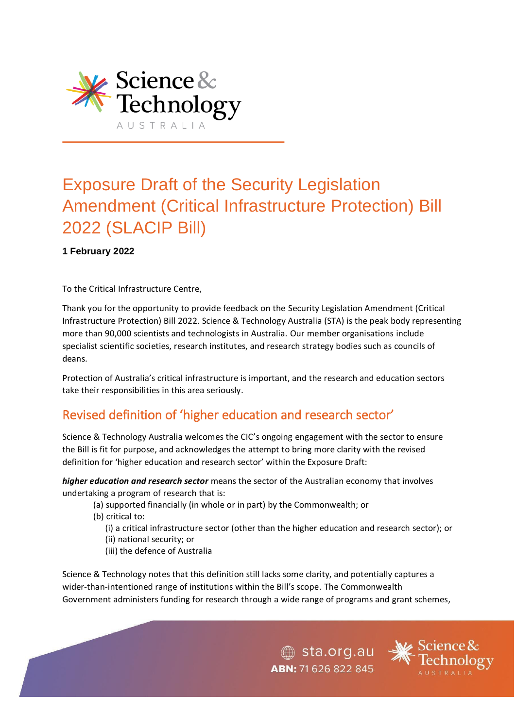# Exposure Draft of the Security Legislation Amendment (Critical Infrastructure Protection) Bill 2022 (SLACIP Bill)

**1 February 2022**

To the Critical Infrastructure Centre,

Thank you for the opportunity to provide feedback on the Security Legislation Amendment (Critical Infrastructure Protection) Bill 2022. Science & Technology Australia (STA) is the peak body representing more than 90,000 scientists and technologists in Australia. Our member organisations include specialist scientific societies, research institutes, and research strategy bodies such as councils of deans.

Protection of Australia's critical infrastructure is important, and the research and education sectors take their responsibilities in this area seriously.

## Revised definition of 'higher education and research sector'

Science & Technology Australia welcomes the CIC's ongoing engagement with the sector to ensure the Bill is fit for purpose, and acknowledges the attempt to bring more clarity with the revised definition for 'higher education and research sector' within the Exposure Draft:

***higher education and research sector*** means the sector of the Australian economy that involves undertaking a program of research that is:

- (a) supported financially (in whole or in part) by the Commonwealth; or
- (b) critical to:
  - (i) a critical infrastructure sector (other than the higher education and research sector); or
  - (ii) national security; or
  - (iii) the defence of Australia

Science & Technology notes that this definition still lacks some clarity, and potentially captures a wider-than-intentioned range of institutions within the Bill's scope. The Commonwealth Government administers funding for research through a wide range of programs and grant schemes,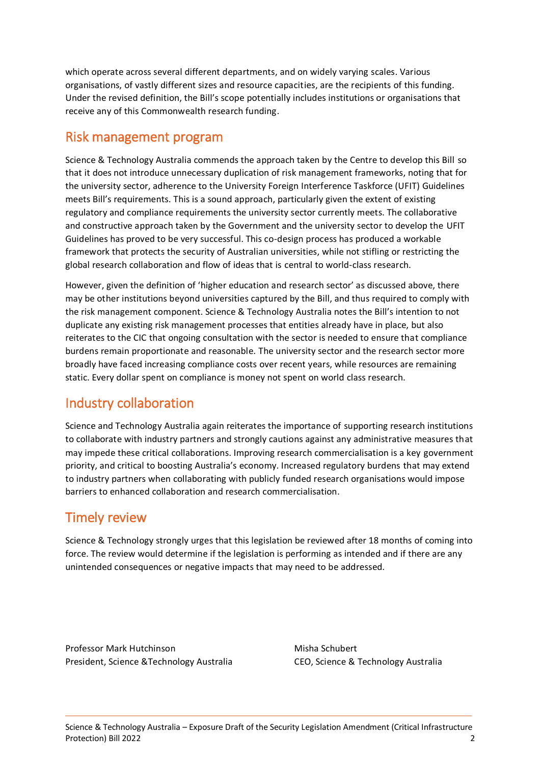which operate across several different departments, and on widely varying scales. Various organisations, of vastly different sizes and resource capacities, are the recipients of this funding. Under the revised definition, the Bill's scope potentially includes institutions or organisations that receive any of this Commonwealth research funding.

## Risk management program

Science & Technology Australia commends the approach taken by the Centre to develop this Bill so that it does not introduce unnecessary duplication of risk management frameworks, noting that for the university sector, adherence to the University Foreign Interference Taskforce (UFIT) Guidelines meets Bill's requirements. This is a sound approach, particularly given the extent of existing regulatory and compliance requirements the university sector currently meets. The collaborative and constructive approach taken by the Government and the university sector to develop the UFIT Guidelines has proved to be very successful. This co-design process has produced a workable framework that protects the security of Australian universities, while not stifling or restricting the global research collaboration and flow of ideas that is central to world-class research.

However, given the definition of 'higher education and research sector' as discussed above, there may be other institutions beyond universities captured by the Bill, and thus required to comply with the risk management component. Science & Technology Australia notes the Bill's intention to not duplicate any existing risk management processes that entities already have in place, but also reiterates to the CIC that ongoing consultation with the sector is needed to ensure that compliance burdens remain proportionate and reasonable. The university sector and the research sector more broadly have faced increasing compliance costs over recent years, while resources are remaining static. Every dollar spent on compliance is money not spent on world class research.

## Industry collaboration

Science and Technology Australia again reiterates the importance of supporting research institutions to collaborate with industry partners and strongly cautions against any administrative measures that may impede these critical collaborations. Improving research commercialisation is a key government priority, and critical to boosting Australia's economy. Increased regulatory burdens that may extend to industry partners when collaborating with publicly funded research organisations would impose barriers to enhanced collaboration and research commercialisation.

## Timely review

Science & Technology strongly urges that this legislation be reviewed after 18 months of coming into force. The review would determine if the legislation is performing as intended and if there are any unintended consequences or negative impacts that may need to be addressed.

Professor Mark Hutchinson
President, Science &Technology Australia

Misha Schubert
CEO, Science & Technology Australia